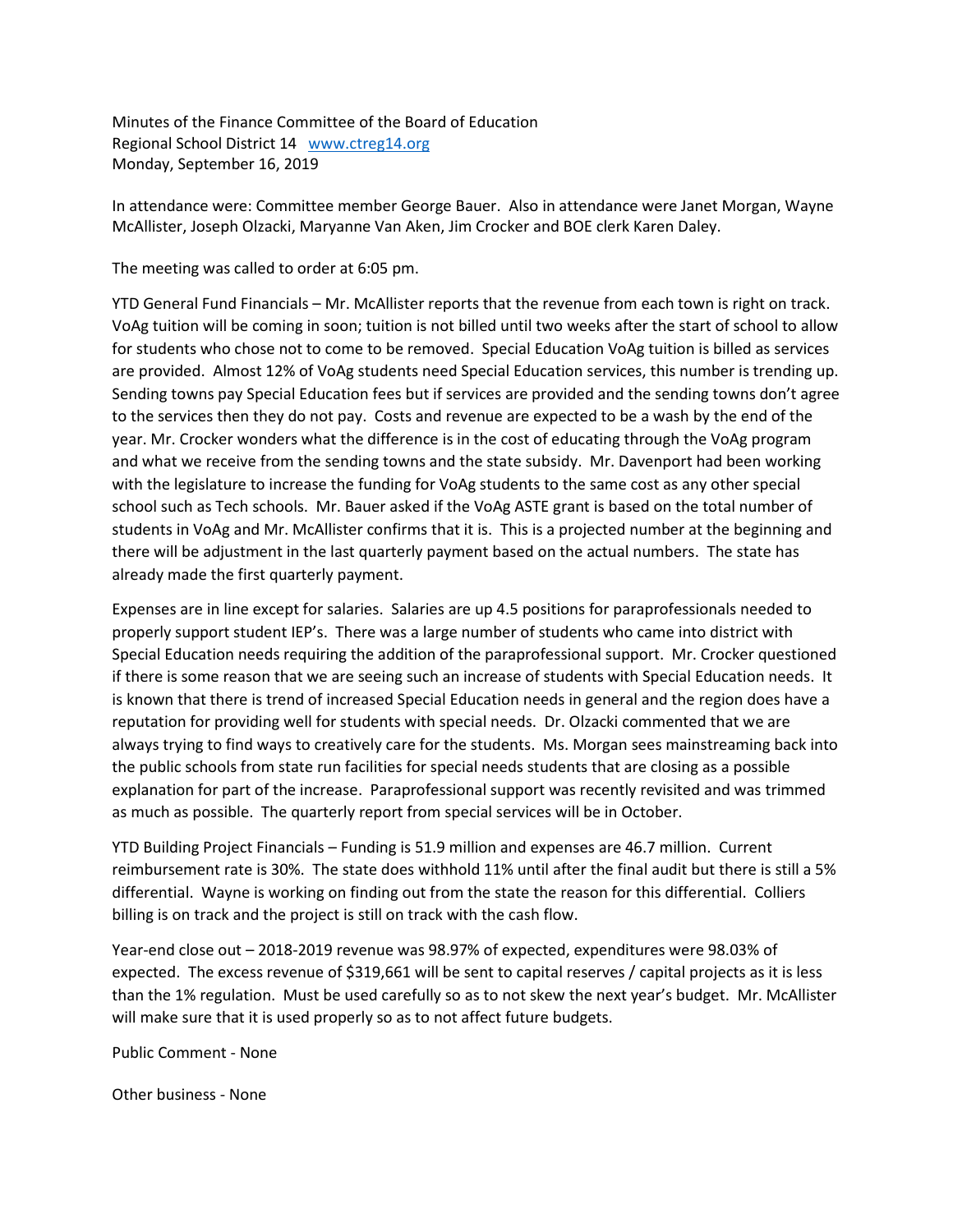Minutes of the Finance Committee of the Board of Education
Regional School District 14 [www.ctreg14.org](http://www.ctreg14.org)
Monday, September 16, 2019

In attendance were: Committee member George Bauer. Also in attendance were Janet Morgan, Wayne McAllister, Joseph Olzacki, Maryanne Van Aken, Jim Crocker and BOE clerk Karen Daley.

The meeting was called to order at 6:05 pm.

YTD General Fund Financials – Mr. McAllister reports that the revenue from each town is right on track. VoAg tuition will be coming in soon; tuition is not billed until two weeks after the start of school to allow for students who chose not to come to be removed. Special Education VoAg tuition is billed as services are provided. Almost 12% of VoAg students need Special Education services, this number is trending up. Sending towns pay Special Education fees but if services are provided and the sending towns don't agree to the services then they do not pay. Costs and revenue are expected to be a wash by the end of the year. Mr. Crocker wonders what the difference is in the cost of educating through the VoAg program and what we receive from the sending towns and the state subsidy. Mr. Davenport had been working with the legislature to increase the funding for VoAg students to the same cost as any other special school such as Tech schools. Mr. Bauer asked if the VoAg ASTE grant is based on the total number of students in VoAg and Mr. McAllister confirms that it is. This is a projected number at the beginning and there will be adjustment in the last quarterly payment based on the actual numbers. The state has already made the first quarterly payment.

Expenses are in line except for salaries. Salaries are up 4.5 positions for paraprofessionals needed to properly support student IEP's. There was a large number of students who came into district with Special Education needs requiring the addition of the paraprofessional support. Mr. Crocker questioned if there is some reason that we are seeing such an increase of students with Special Education needs. It is known that there is trend of increased Special Education needs in general and the region does have a reputation for providing well for students with special needs. Dr. Olzacki commented that we are always trying to find ways to creatively care for the students. Ms. Morgan sees mainstreaming back into the public schools from state run facilities for special needs students that are closing as a possible explanation for part of the increase. Paraprofessional support was recently revisited and was trimmed as much as possible. The quarterly report from special services will be in October.

YTD Building Project Financials – Funding is 51.9 million and expenses are 46.7 million. Current reimbursement rate is 30%. The state does withhold 11% until after the final audit but there is still a 5% differential. Wayne is working on finding out from the state the reason for this differential. Colliers billing is on track and the project is still on track with the cash flow.

Year-end close out – 2018-2019 revenue was 98.97% of expected, expenditures were 98.03% of expected. The excess revenue of $319,661 will be sent to capital reserves / capital projects as it is less than the 1% regulation. Must be used carefully so as to not skew the next year's budget. Mr. McAllister will make sure that it is used properly so as to not affect future budgets.

Public Comment - None

Other business - None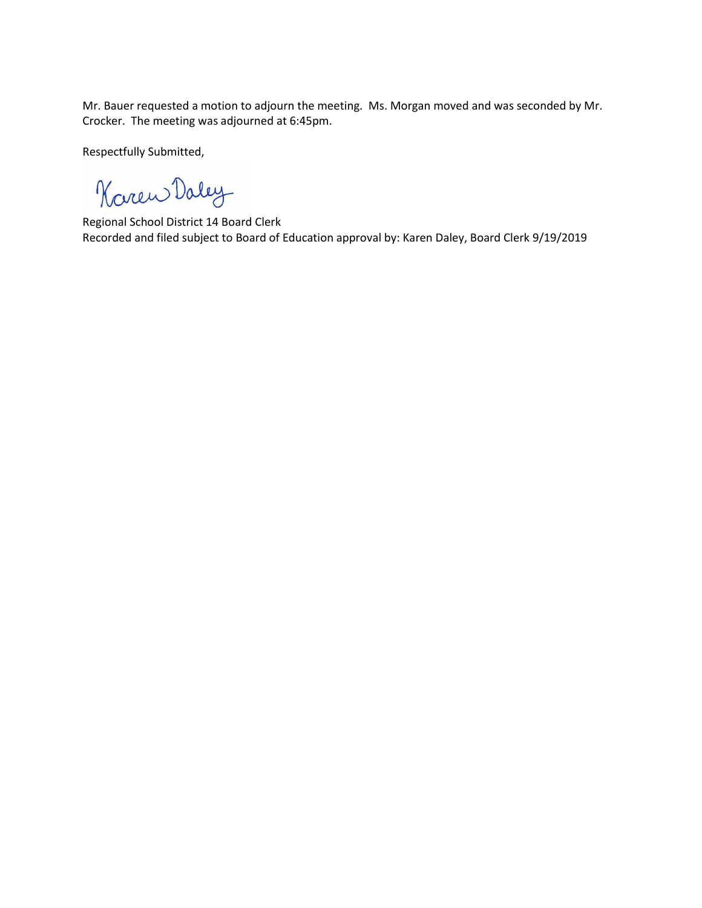Mr. Bauer requested a motion to adjourn the meeting. Ms. Morgan moved and was seconded by Mr. Crocker. The meeting was adjourned at 6:45pm.

Respectfully Submitted,

Karen Daley

Regional School District 14 Board Clerk
Recorded and filed subject to Board of Education approval by: Karen Daley, Board Clerk 9/19/2019